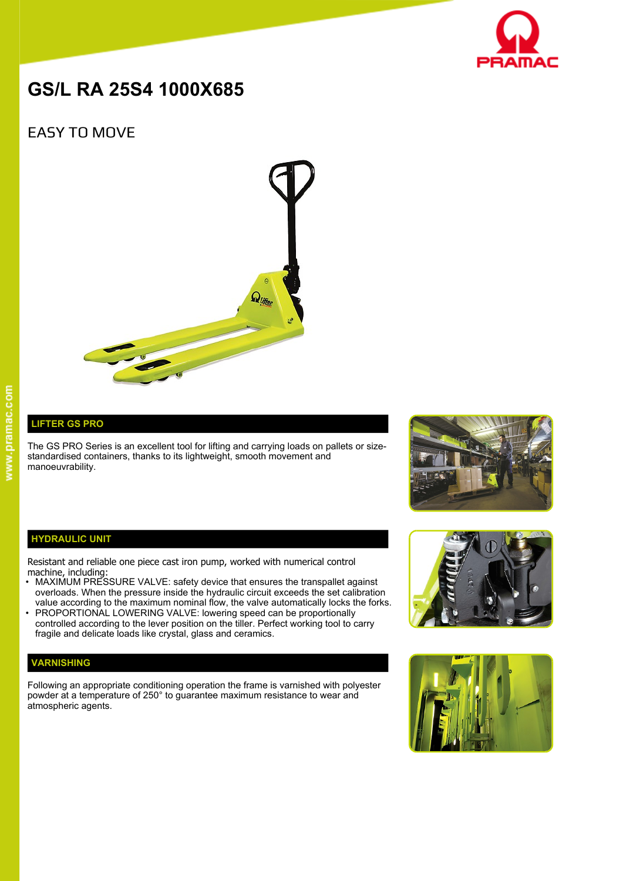# GS/L RA 25S4 1000X685

## EASY TO MOVE

## LIFTER GS PRO

The GS PRO Series is an excellent tool for lifting and carrying loads on pallets or size-standardised containers, thanks to its lightweight, smooth movement and manoeuvrability.

## HYDRAULIC UNIT

Resistant and reliable one piece cast iron pump, worked with numerical control machine, including:

- MAXIMUM PRESSURE VALVE: safety device that ensures the transpallet against overloads. When the pressure inside the hydraulic circuit exceeds the set calibration value according to the maximum nominal flow, the valve automatically locks the forks.
- PROPORTIONAL LOWERING VALVE: lowering speed can be proportionally controlled according to the lever position on the tiller. Perfect working tool to carry fragile and delicate loads like crystal, glass and ceramics.

## VARNISHING

Following an appropriate conditioning operation the frame is varnished with polyester powder at a temperature of 250° to guarantee maximum resistance to wear and atmospheric agents.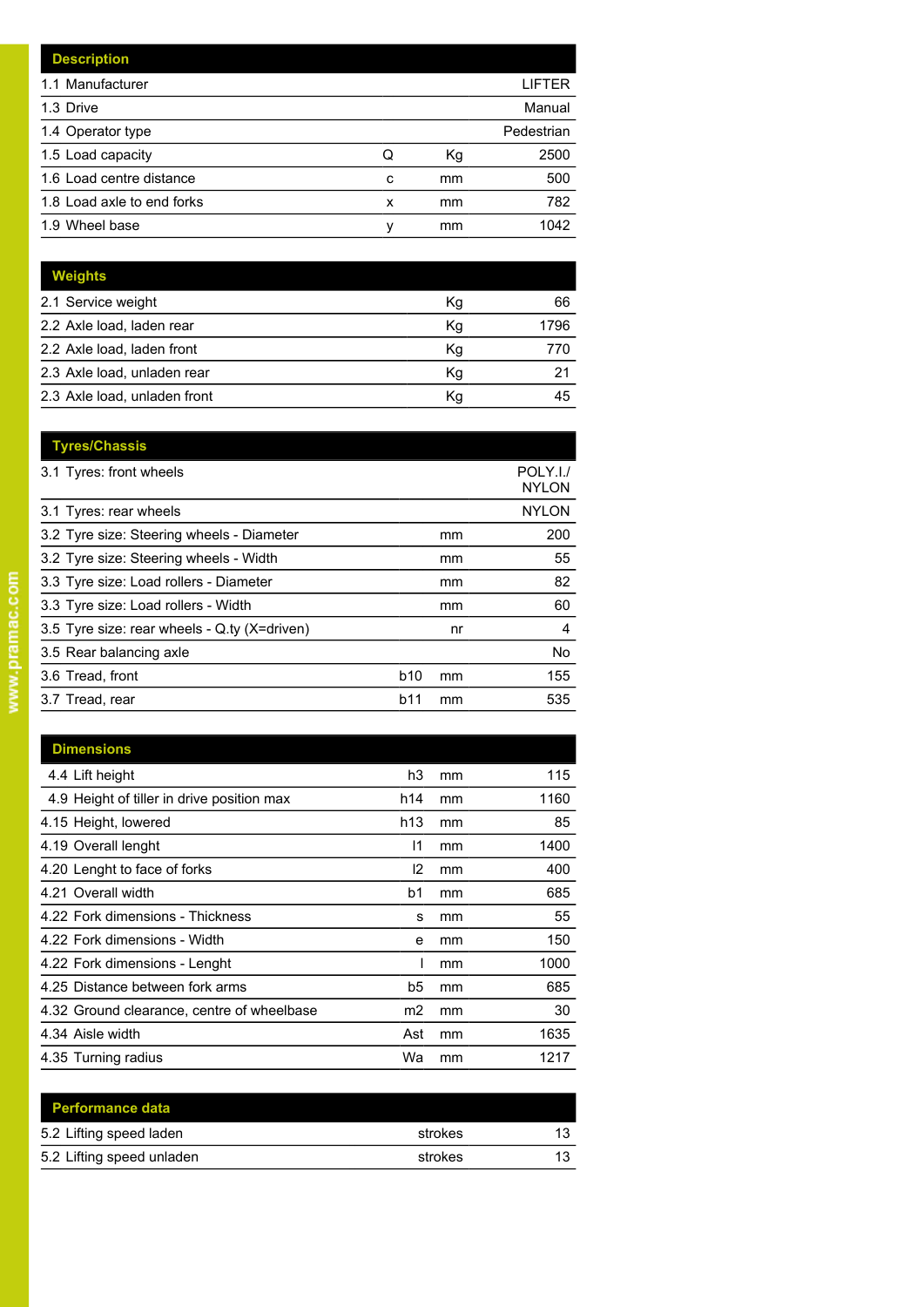| Description | | | |
|---|---|---|---|
| 1.1 Manufacturer | | | LIFTER |
| 1.3 Drive | | | Manual |
| 1.4 Operator type | | | Pedestrian |
| 1.5 Load capacity | Q | Kg | 2500 |
| 1.6 Load centre distance | c | mm | 500 |
| 1.8 Load axle to end forks | x | mm | 782 |
| 1.9 Wheel base | y | mm | 1042 |

| Weights | | |
|---|---|---|
| 2.1 Service weight | Kg | 66 |
| 2.2 Axle load, laden rear | Kg | 1796 |
| 2.2 Axle load, laden front | Kg | 770 |
| 2.3 Axle load, unladen rear | Kg | 21 |
| 2.3 Axle load, unladen front | Kg | 45 |

| Tyres/Chassis | | | |
|---|---|---|---|
| 3.1 Tyres: front wheels | | | POLY.I./ NYLON |
| 3.1 Tyres: rear wheels | | | NYLON |
| 3.2 Tyre size: Steering wheels - Diameter | | mm | 200 |
| 3.2 Tyre size: Steering wheels - Width | | mm | 55 |
| 3.3 Tyre size: Load rollers - Diameter | | mm | 82 |
| 3.3 Tyre size: Load rollers - Width | | mm | 60 |
| 3.5 Tyre size: rear wheels - Q.ty (X=driven) | | nr | 4 |
| 3.5 Rear balancing axle | | | No |
| 3.6 Tread, front | b10 | mm | 155 |
| 3.7 Tread, rear | b11 | mm | 535 |

| Dimensions | | | |
|---|---|---|---|
| 4.4 Lift height | h3 | mm | 115 |
| 4.9 Height of tiller in drive position max | h14 | mm | 1160 |
| 4.15 Height, lowered | h13 | mm | 85 |
| 4.19 Overall lenght | l1 | mm | 1400 |
| 4.20 Lenght to face of forks | l2 | mm | 400 |
| 4.21 Overall width | b1 | mm | 685 |
| 4.22 Fork dimensions - Thickness | s | mm | 55 |
| 4.22 Fork dimensions - Width | e | mm | 150 |
| 4.22 Fork dimensions - Lenght | l | mm | 1000 |
| 4.25 Distance between fork arms | b5 | mm | 685 |
| 4.32 Ground clearance, centre of wheelbase | m2 | mm | 30 |
| 4.34 Aisle width | Ast | mm | 1635 |
| 4.35 Turning radius | Wa | mm | 1217 |

| Performance data | | |
|---|---|---|
| 5.2 Lifting speed laden | strokes | 13 |
| 5.2 Lifting speed unladen | strokes | 13 |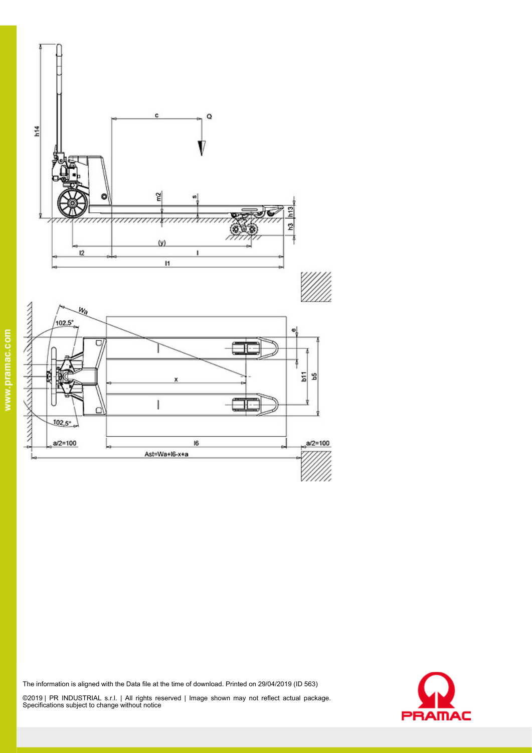The information is aligned with the Data file at the time of download. Printed on 29/04/2019 (ID 563)

©2019 | PR INDUSTRIAL s.r.l. | All rights reserved | Image shown may not reflect actual package. Specifications subject to change without notice